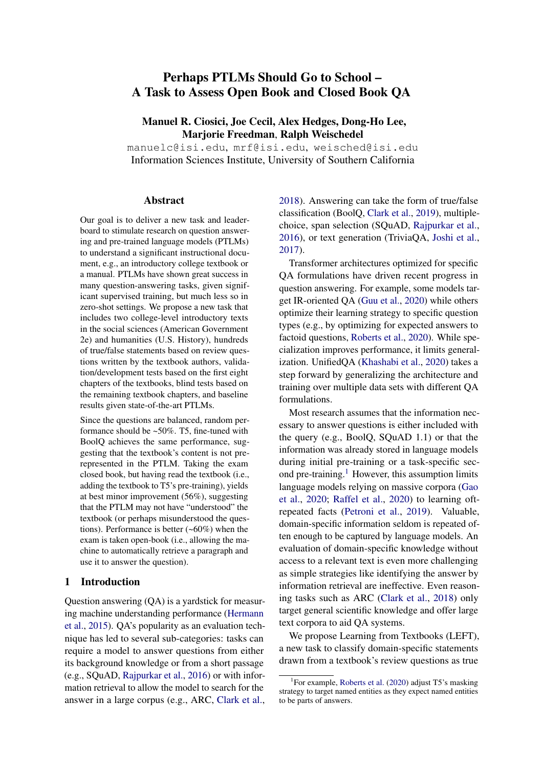# Perhaps PTLMs Should Go to School – A Task to Assess Open Book and Closed Book QA

**Manuel R. Ciosici, Joe Cecil, Alex Hedges, Dong-Ho Lee, Marjorie Freedman, Ralph Weischedel**

manuelc@isi.edu, mrf@isi.edu, weisched@isi.edu

Information Sciences Institute, University of Southern California

## Abstract

Our goal is to deliver a new task and leaderboard to stimulate research on question answering and pre-trained language models (PTLMs) to understand a significant instructional document, e.g., an introductory college textbook or a manual. PTLMs have shown great success in many question-answering tasks, given significant supervised training, but much less so in zero-shot settings. We propose a new task that includes two college-level introductory texts in the social sciences (American Government 2e) and humanities (U.S. History), hundreds of true/false statements based on review questions written by the textbook authors, validation/development tests based on the first eight chapters of the textbooks, blind tests based on the remaining textbook chapters, and baseline results given state-of-the-art PTLMs.

Since the questions are balanced, random performance should be ~50%. T5, fine-tuned with BoolQ achieves the same performance, suggesting that the textbook's content is not pre-represented in the PTLM. Taking the exam closed book, but having read the textbook (i.e., adding the textbook to T5's pre-training), yields at best minor improvement (56%), suggesting that the PTLM may not have "understood" the textbook (or perhaps misunderstood the questions). Performance is better (~60%) when the exam is taken open-book (i.e., allowing the machine to automatically retrieve a paragraph and use it to answer the question).

## 1 Introduction

Question answering (QA) is a yardstick for measuring machine understanding performance (Hermann et al., 2015). QA's popularity as an evaluation technique has led to several sub-categories: tasks can require a model to answer questions from either its background knowledge or from a short passage (e.g., SQuAD, Rajpurkar et al., 2016) or with information retrieval to allow the model to search for the answer in a large corpus (e.g., ARC, Clark et al., 2018). Answering can take the form of true/false classification (BoolQ, Clark et al., 2019), multiple-choice, span selection (SQuAD, Rajpurkar et al., 2016), or text generation (TriviaQA, Joshi et al., 2017).

Transformer architectures optimized for specific QA formulations have driven recent progress in question answering. For example, some models target IR-oriented QA (Guu et al., 2020) while others optimize their learning strategy to specific question types (e.g., by optimizing for expected answers to factoid questions, Roberts et al., 2020). While specialization improves performance, it limits generalization. UnifiedQA (Khashabi et al., 2020) takes a step forward by generalizing the architecture and training over multiple data sets with different QA formulations.

Most research assumes that the information necessary to answer questions is either included with the query (e.g., BoolQ, SQuAD 1.1) or that the information was already stored in language models during initial pre-training or a task-specific second pre-training.[1] However, this assumption limits language models relying on massive corpora (Gao et al., 2020; Raffel et al., 2020) to learning oft-repeated facts (Petroni et al., 2019). Valuable, domain-specific information seldom is repeated often enough to be captured by language models. An evaluation of domain-specific knowledge without access to a relevant text is even more challenging as simple strategies like identifying the answer by information retrieval are ineffective. Even reasoning tasks such as ARC (Clark et al., 2018) only target general scientific knowledge and offer large text corpora to aid QA systems.

We propose Learning from Textbooks (LEFT), a new task to classify domain-specific statements drawn from a textbook's review questions as true

[1] For example, Roberts et al. (2020) adjust T5's masking strategy to target named entities as they expect named entities to be parts of answers.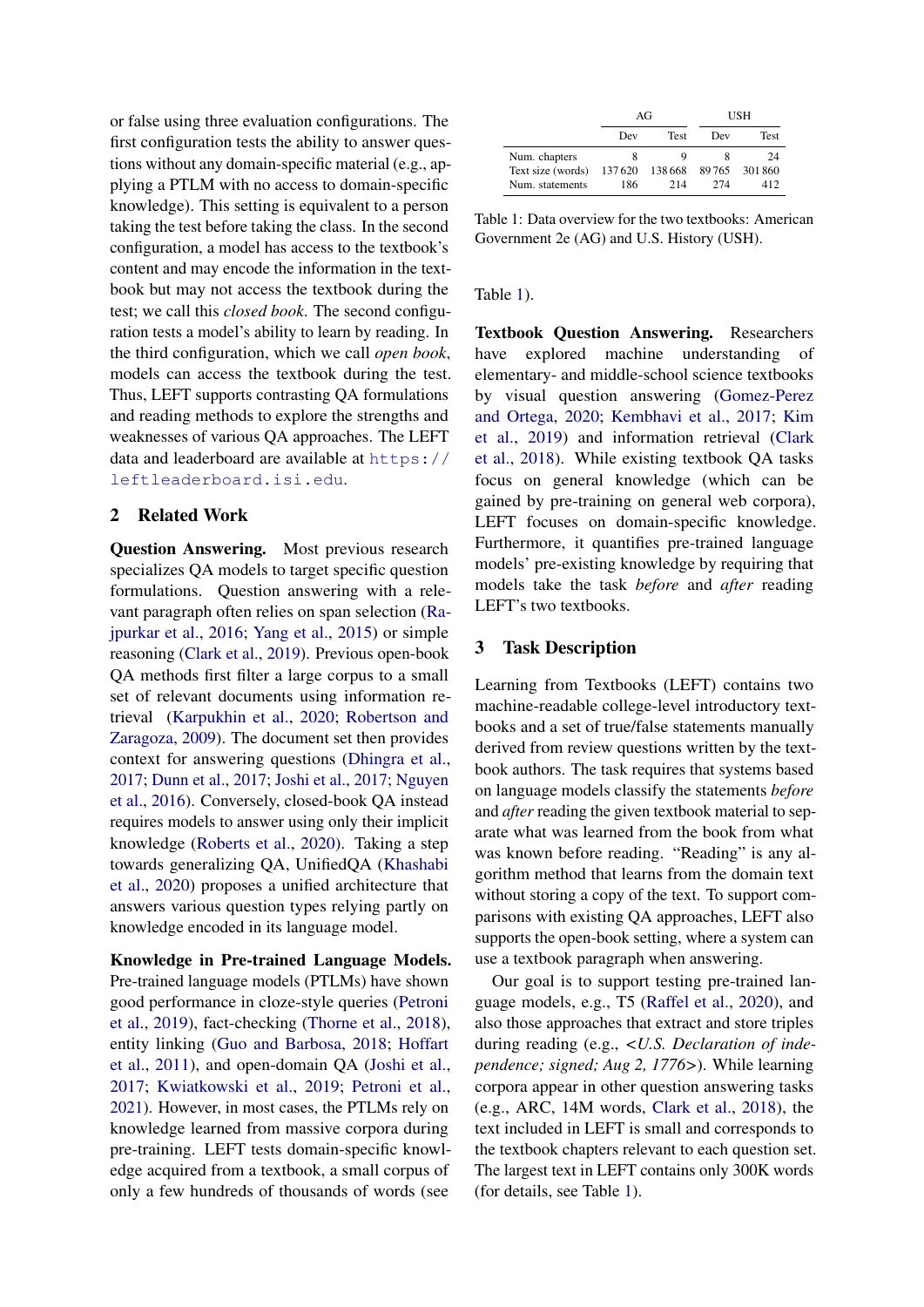or false using three evaluation configurations. The first configuration tests the ability to answer questions without any domain-specific material (e.g., applying a PTLM with no access to domain-specific knowledge). This setting is equivalent to a person taking the test before taking the class. In the second configuration, a model has access to the textbook's content and may encode the information in the textbook but may not access the textbook during the test; we call this *closed book*. The second configuration tests a model's ability to learn by reading. In the third configuration, which we call *open book*, models can access the textbook during the test. Thus, LEFT supports contrasting QA formulations and reading methods to explore the strengths and weaknesses of various QA approaches. The LEFT data and leaderboard are available at https://leftleaderboard.isi.edu.

## 2 Related Work

**Question Answering.** Most previous research specializes QA models to target specific question formulations. Question answering with a relevant paragraph often relies on span selection (Rajpurkar et al., 2016; Yang et al., 2015) or simple reasoning (Clark et al., 2019). Previous open-book QA methods first filter a large corpus to a small set of relevant documents using information retrieval (Karpukhin et al., 2020; Robertson and Zaragoza, 2009). The document set then provides context for answering questions (Dhingra et al., 2017; Dunn et al., 2017; Joshi et al., 2017; Nguyen et al., 2016). Conversely, closed-book QA instead requires models to answer using only their implicit knowledge (Roberts et al., 2020). Taking a step towards generalizing QA, UnifiedQA (Khashabi et al., 2020) proposes a unified architecture that answers various question types relying partly on knowledge encoded in its language model.

**Knowledge in Pre-trained Language Models.** Pre-trained language models (PTLMs) have shown good performance in cloze-style queries (Petroni et al., 2019), fact-checking (Thorne et al., 2018), entity linking (Guo and Barbosa, 2018; Hoffart et al., 2011), and open-domain QA (Joshi et al., 2017; Kwiatkowski et al., 2019; Petroni et al., 2021). However, in most cases, the PTLMs rely on knowledge learned from massive corpora during pre-training. LEFT tests domain-specific knowledge acquired from a textbook, a small corpus of only a few hundreds of thousands of words (see Table 1).

| | AG | | USH | |
|---|---|---|---|---|
| | Dev | Test | Dev | Test |
| Num. chapters | 8 | 9 | 8 | 24 |
| Text size (words) | 137 620 | 138 668 | 89 765 | 301 860 |
| Num. statements | 186 | 214 | 274 | 412 |

Table 1: Data overview for the two textbooks: American Government 2e (AG) and U.S. History (USH).

**Textbook Question Answering.** Researchers have explored machine understanding of elementary- and middle-school science textbooks by visual question answering (Gomez-Perez and Ortega, 2020; Kembhavi et al., 2017; Kim et al., 2019) and information retrieval (Clark et al., 2018). While existing textbook QA tasks focus on general knowledge (which can be gained by pre-training on general web corpora), LEFT focuses on domain-specific knowledge. Furthermore, it quantifies pre-trained language models' pre-existing knowledge by requiring that models take the task *before* and *after* reading LEFT's two textbooks.

## 3 Task Description

Learning from Textbooks (LEFT) contains two machine-readable college-level introductory textbooks and a set of true/false statements manually derived from review questions written by the textbook authors. The task requires that systems based on language models classify the statements *before* and *after* reading the given textbook material to separate what was learned from the book from what was known before reading. "Reading" is any algorithm method that learns from the domain text without storing a copy of the text. To support comparisons with existing QA approaches, LEFT also supports the open-book setting, where a system can use a textbook paragraph when answering.

Our goal is to support testing pre-trained language models, e.g., T5 (Raffel et al., 2020), and also those approaches that extract and store triples during reading (e.g., <*U.S. Declaration of independence; signed; Aug 2, 1776*>). While learning corpora appear in other question answering tasks (e.g., ARC, 14M words, Clark et al., 2018), the text included in LEFT is small and corresponds to the textbook chapters relevant to each question set. The largest text in LEFT contains only 300K words (for details, see Table 1).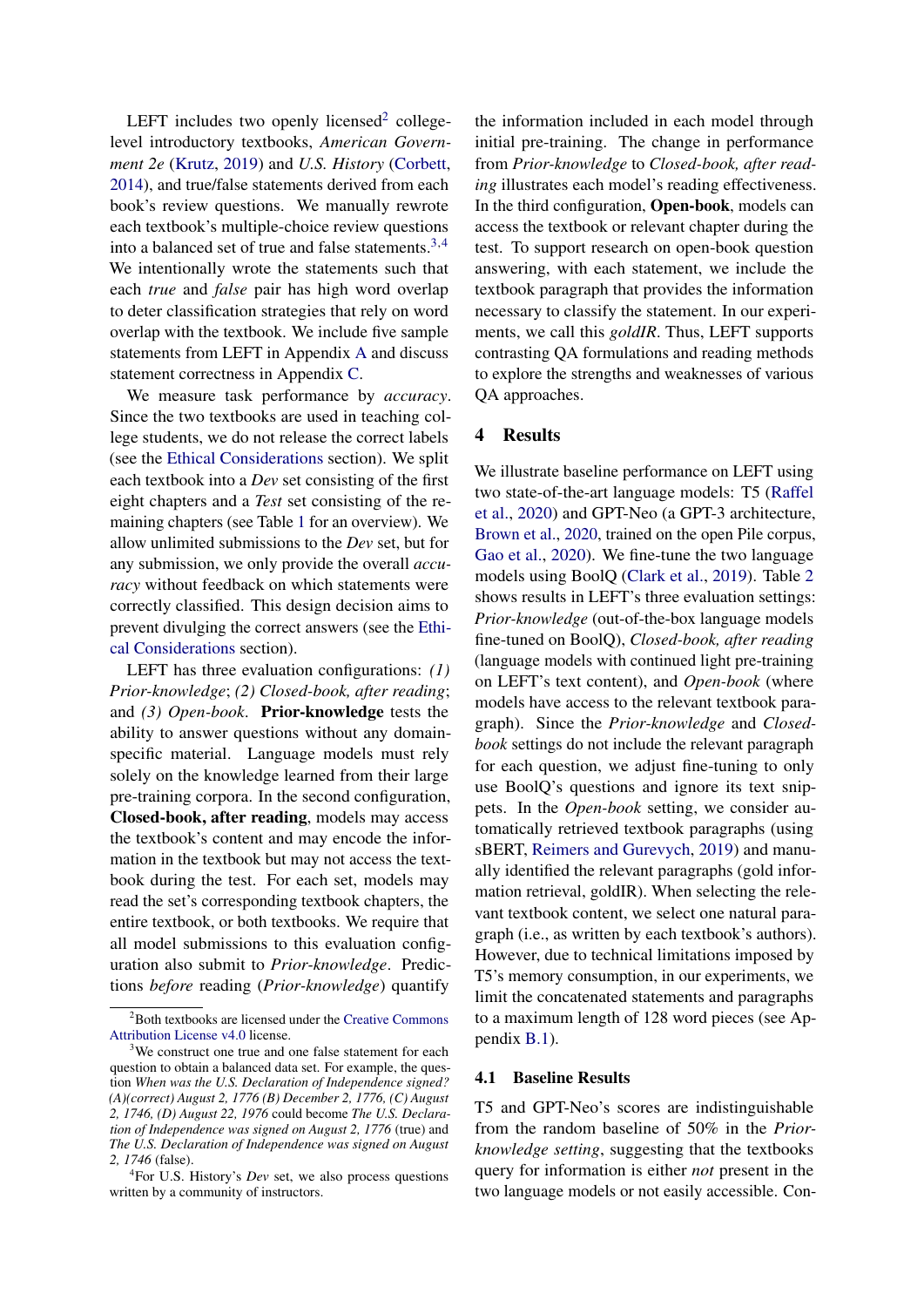LEFT includes two openly licensed[2] college-level introductory textbooks, *American Government 2e* (Krutz, 2019) and *U.S. History* (Corbett, 2014), and true/false statements derived from each book's review questions. We manually rewrote each textbook's multiple-choice review questions into a balanced set of true and false statements.[3,4] We intentionally wrote the statements such that each *true* and *false* pair has high word overlap to deter classification strategies that rely on word overlap with the textbook. We include five sample statements from LEFT in Appendix A and discuss statement correctness in Appendix C.

We measure task performance by *accuracy*. Since the two textbooks are used in teaching college students, we do not release the correct labels (see the Ethical Considerations section). We split each textbook into a *Dev* set consisting of the first eight chapters and a *Test* set consisting of the remaining chapters (see Table 1 for an overview). We allow unlimited submissions to the *Dev* set, but for any submission, we only provide the overall *accuracy* without feedback on which statements were correctly classified. This design decision aims to prevent divulging the correct answers (see the Ethical Considerations section).

LEFT has three evaluation configurations: *(1) Prior-knowledge*; *(2) Closed-book, after reading*; and *(3) Open-book*. **Prior-knowledge** tests the ability to answer questions without any domain-specific material. Language models must rely solely on the knowledge learned from their large pre-training corpora. In the second configuration, **Closed-book, after reading**, models may access the textbook's content and may encode the information in the textbook but may not access the textbook during the test. For each set, models may read the set's corresponding textbook chapters, the entire textbook, or both textbooks. We require that all model submissions to this evaluation configuration also submit to *Prior-knowledge*. Predictions *before* reading (*Prior-knowledge*) quantify the information included in each model through initial pre-training. The change in performance from *Prior-knowledge* to *Closed-book, after reading* illustrates each model's reading effectiveness. In the third configuration, **Open-book**, models can access the textbook or relevant chapter during the test. To support research on open-book question answering, with each statement, we include the textbook paragraph that provides the information necessary to classify the statement. In our experiments, we call this *goldIR*. Thus, LEFT supports contrasting QA formulations and reading methods to explore the strengths and weaknesses of various QA approaches.

## 4 Results

We illustrate baseline performance on LEFT using two state-of-the-art language models: T5 (Raffel et al., 2020) and GPT-Neo (a GPT-3 architecture, Brown et al., 2020, trained on the open Pile corpus, Gao et al., 2020). We fine-tune the two language models using BoolQ (Clark et al., 2019). Table 2 shows results in LEFT's three evaluation settings: *Prior-knowledge* (out-of-the-box language models fine-tuned on BoolQ), *Closed-book, after reading* (language models with continued light pre-training on LEFT's text content), and *Open-book* (where models have access to the relevant textbook paragraph). Since the *Prior-knowledge* and *Closed-book* settings do not include the relevant paragraph for each question, we adjust fine-tuning to only use BoolQ's questions and ignore its text snippets. In the *Open-book* setting, we consider automatically retrieved textbook paragraphs (using sBERT, Reimers and Gurevych, 2019) and manually identified the relevant paragraphs (gold information retrieval, goldIR). When selecting the relevant textbook content, we select one natural paragraph (i.e., as written by each textbook's authors). However, due to technical limitations imposed by T5's memory consumption, in our experiments, we limit the concatenated statements and paragraphs to a maximum length of 128 word pieces (see Appendix B.1).

### 4.1 Baseline Results

T5 and GPT-Neo's scores are indistinguishable from the random baseline of 50% in the *Prior-knowledge setting*, suggesting that the textbooks query for information is either *not* present in the two language models or not easily accessible. Con-

---

[2] Both textbooks are licensed under the Creative Commons Attribution License v4.0 license.

[3] We construct one true and one false statement for each question to obtain a balanced data set. For example, the question *When was the U.S. Declaration of Independence signed? (A)(correct) August 2, 1776 (B) December 2, 1776, (C) August 2, 1746, (D) August 22, 1976* could become *The U.S. Declaration of Independence was signed on August 2, 1776* (true) and *The U.S. Declaration of Independence was signed on August 2, 1746* (false).

[4] For U.S. History's *Dev* set, we also process questions written by a community of instructors.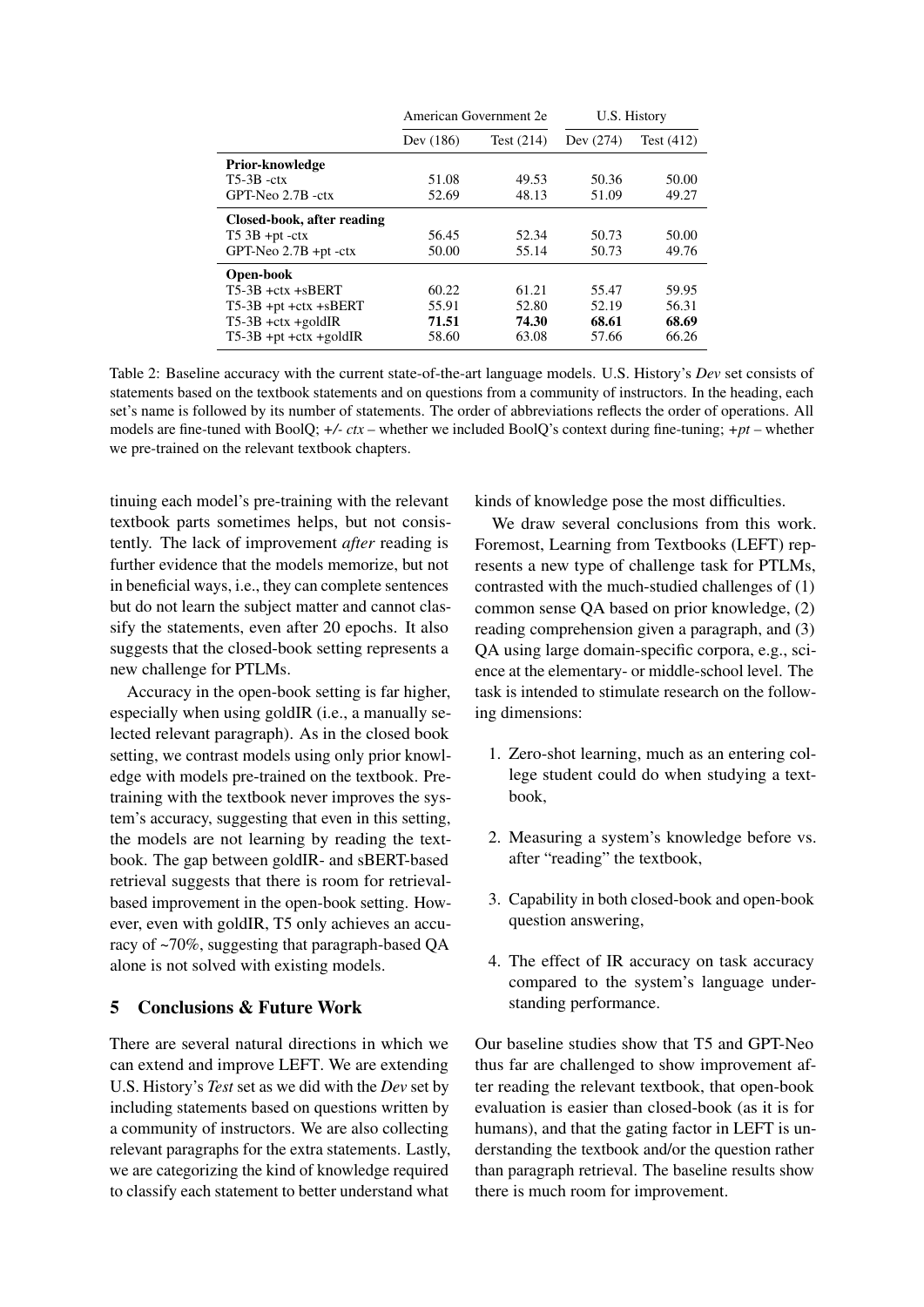| | American Government 2e | | U.S. History | |
|---|---|---|---|---|
| | Dev (186) | Test (214) | Dev (274) | Test (412) |
| **Prior-knowledge** | | | | |
| T5-3B -ctx | 51.08 | 49.53 | 50.36 | 50.00 |
| GPT-Neo 2.7B -ctx | 52.69 | 48.13 | 51.09 | 49.27 |
| **Closed-book, after reading** | | | | |
| T5 3B +pt -ctx | 56.45 | 52.34 | 50.73 | 50.00 |
| GPT-Neo 2.7B +pt -ctx | 50.00 | 55.14 | 50.73 | 49.76 |
| **Open-book** | | | | |
| T5-3B +ctx +sBERT | 60.22 | 61.21 | 55.47 | 59.95 |
| T5-3B +pt +ctx +sBERT | 55.91 | 52.80 | 52.19 | 56.31 |
| T5-3B +ctx +goldIR | **71.51** | **74.30** | **68.61** | **68.69** |
| T5-3B +pt +ctx +goldIR | 58.60 | 63.08 | 57.66 | 66.26 |

Table 2: Baseline accuracy with the current state-of-the-art language models. U.S. History's *Dev* set consists of statements based on the textbook statements and on questions from a community of instructors. In the heading, each set's name is followed by its number of statements. The order of abbreviations reflects the order of operations. All models are fine-tuned with BoolQ; *+/- ctx* – whether we included BoolQ's context during fine-tuning; *+pt* – whether we pre-trained on the relevant textbook chapters.

tinuing each model's pre-training with the relevant textbook parts sometimes helps, but not consistently. The lack of improvement *after* reading is further evidence that the models memorize, but not in beneficial ways, i.e., they can complete sentences but do not learn the subject matter and cannot classify the statements, even after 20 epochs. It also suggests that the closed-book setting represents a new challenge for PTLMs.

Accuracy in the open-book setting is far higher, especially when using goldIR (i.e., a manually selected relevant paragraph). As in the closed book setting, we contrast models using only prior knowledge with models pre-trained on the textbook. Pretraining with the textbook never improves the system's accuracy, suggesting that even in this setting, the models are not learning by reading the textbook. The gap between goldIR- and sBERT-based retrieval suggests that there is room for retrieval-based improvement in the open-book setting. However, even with goldIR, T5 only achieves an accuracy of ~70%, suggesting that paragraph-based QA alone is not solved with existing models.

## 5 Conclusions & Future Work

There are several natural directions in which we can extend and improve LEFT. We are extending U.S. History's *Test* set as we did with the *Dev* set by including statements based on questions written by a community of instructors. We are also collecting relevant paragraphs for the extra statements. Lastly, we are categorizing the kind of knowledge required to classify each statement to better understand what kinds of knowledge pose the most difficulties.

We draw several conclusions from this work. Foremost, Learning from Textbooks (LEFT) represents a new type of challenge task for PTLMs, contrasted with the much-studied challenges of (1) common sense QA based on prior knowledge, (2) reading comprehension given a paragraph, and (3) QA using large domain-specific corpora, e.g., science at the elementary- or middle-school level. The task is intended to stimulate research on the following dimensions:

1. Zero-shot learning, much as an entering college student could do when studying a textbook,
2. Measuring a system's knowledge before vs. after "reading" the textbook,
3. Capability in both closed-book and open-book question answering,
4. The effect of IR accuracy on task accuracy compared to the system's language understanding performance.

Our baseline studies show that T5 and GPT-Neo thus far are challenged to show improvement after reading the relevant textbook, that open-book evaluation is easier than closed-book (as it is for humans), and that the gating factor in LEFT is understanding the textbook and/or the question rather than paragraph retrieval. The baseline results show there is much room for improvement.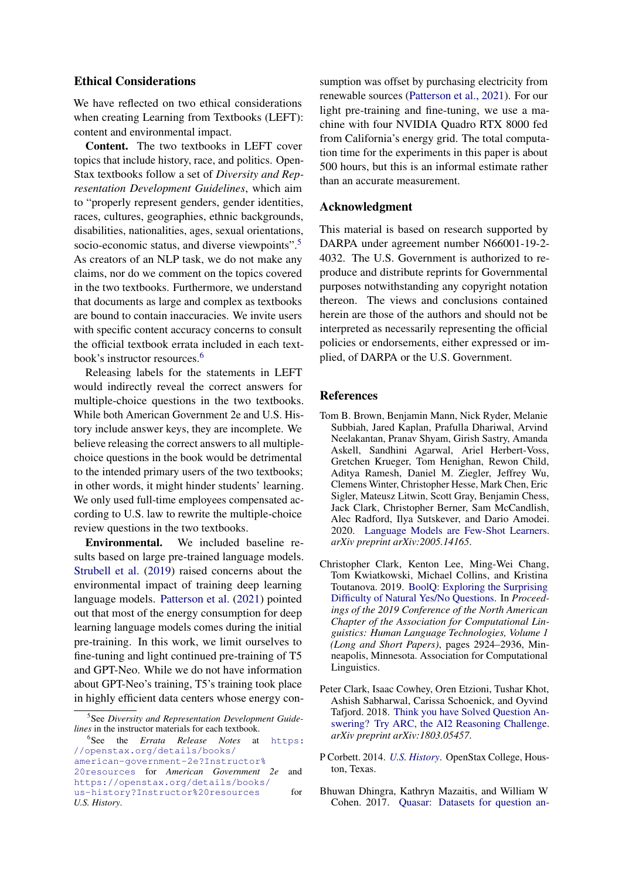## Ethical Considerations

We have reflected on two ethical considerations when creating Learning from Textbooks (LEFT): content and environmental impact.

**Content.** The two textbooks in LEFT cover topics that include history, race, and politics. OpenStax textbooks follow a set of *Diversity and Representation Development Guidelines*, which aim to "properly represent genders, gender identities, races, cultures, geographies, ethnic backgrounds, disabilities, nationalities, ages, sexual orientations, socio-economic status, and diverse viewpoints".[5] As creators of an NLP task, we do not make any claims, nor do we comment on the topics covered in the two textbooks. Furthermore, we understand that documents as large and complex as textbooks are bound to contain inaccuracies. We invite users with specific content accuracy concerns to consult the official textbook errata included in each textbook's instructor resources.[6]

Releasing labels for the statements in LEFT would indirectly reveal the correct answers for multiple-choice questions in the two textbooks. While both American Government 2e and U.S. History include answer keys, they are incomplete. We believe releasing the correct answers to all multiple-choice questions in the book would be detrimental to the intended primary users of the two textbooks; in other words, it might hinder students' learning. We only used full-time employees compensated according to U.S. law to rewrite the multiple-choice review questions in the two textbooks.

**Environmental.** We included baseline results based on large pre-trained language models. Strubell et al. (2019) raised concerns about the environmental impact of training deep learning language models. Patterson et al. (2021) pointed out that most of the energy consumption for deep learning language models comes during the initial pre-training. In this work, we limit ourselves to fine-tuning and light continued pre-training of T5 and GPT-Neo. While we do not have information about GPT-Neo's training, T5's training took place in highly efficient data centers whose energy consumption was offset by purchasing electricity from renewable sources (Patterson et al., 2021). For our light pre-training and fine-tuning, we use a machine with four NVIDIA Quadro RTX 8000 fed from California's energy grid. The total computation time for the experiments in this paper is about 500 hours, but this is an informal estimate rather than an accurate measurement.

[5] See *Diversity and Representation Development Guidelines* in the instructor materials for each textbook.

[6] See the *Errata Release Notes* at `https://openstax.org/details/books/american-government-2e?Instructor%20resources` for *American Government 2e* and `https://openstax.org/details/books/us-history?Instructor%20resources` for *U.S. History*.

## Acknowledgment

This material is based on research supported by DARPA under agreement number N66001-19-2-4032. The U.S. Government is authorized to reproduce and distribute reprints for Governmental purposes notwithstanding any copyright notation thereon. The views and conclusions contained herein are those of the authors and should not be interpreted as necessarily representing the official policies or endorsements, either expressed or implied, of DARPA or the U.S. Government.

## References

Tom B. Brown, Benjamin Mann, Nick Ryder, Melanie Subbiah, Jared Kaplan, Prafulla Dhariwal, Arvind Neelakantan, Pranav Shyam, Girish Sastry, Amanda Askell, Sandhini Agarwal, Ariel Herbert-Voss, Gretchen Krueger, Tom Henighan, Rewon Child, Aditya Ramesh, Daniel M. Ziegler, Jeffrey Wu, Clemens Winter, Christopher Hesse, Mark Chen, Eric Sigler, Mateusz Litwin, Scott Gray, Benjamin Chess, Jack Clark, Christopher Berner, Sam McCandlish, Alec Radford, Ilya Sutskever, and Dario Amodei. 2020. Language Models are Few-Shot Learners. *arXiv preprint arXiv:2005.14165*.

Christopher Clark, Kenton Lee, Ming-Wei Chang, Tom Kwiatkowski, Michael Collins, and Kristina Toutanova. 2019. BoolQ: Exploring the Surprising Difficulty of Natural Yes/No Questions. In *Proceedings of the 2019 Conference of the North American Chapter of the Association for Computational Linguistics: Human Language Technologies, Volume 1 (Long and Short Papers)*, pages 2924–2936, Minneapolis, Minnesota. Association for Computational Linguistics.

Peter Clark, Isaac Cowhey, Oren Etzioni, Tushar Khot, Ashish Sabharwal, Carissa Schoenick, and Oyvind Tafjord. 2018. Think you have Solved Question Answering? Try ARC, the AI2 Reasoning Challenge. *arXiv preprint arXiv:1803.05457*.

P Corbett. 2014. *U.S. History*. OpenStax College, Houston, Texas.

Bhuwan Dhingra, Kathryn Mazaitis, and William W Cohen. 2017. Quasar: Datasets for question an-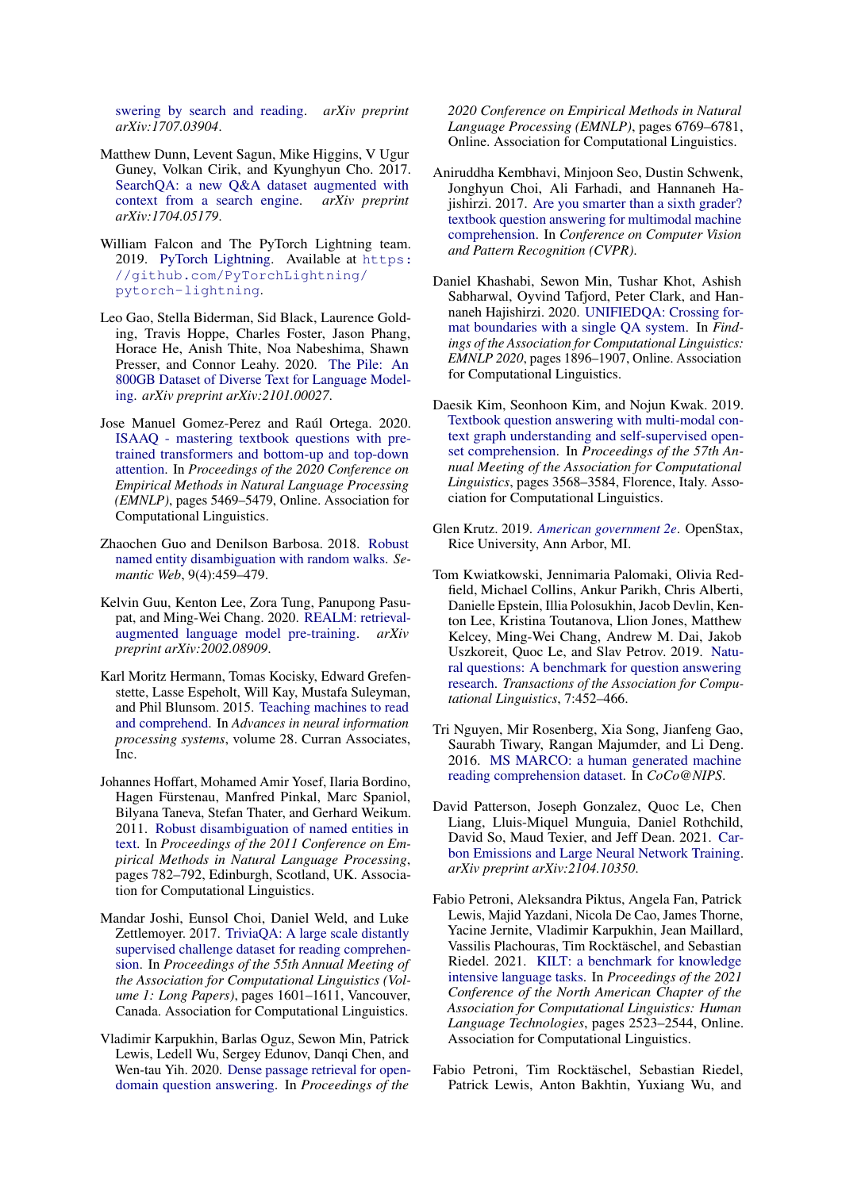swering by search and reading. *arXiv preprint arXiv:1707.03904*.

Matthew Dunn, Levent Sagun, Mike Higgins, V Ugur Guney, Volkan Cirik, and Kyunghyun Cho. 2017. SearchQA: a new Q&A dataset augmented with context from a search engine. *arXiv preprint arXiv:1704.05179*.

William Falcon and The PyTorch Lightning team. 2019. PyTorch Lightning. Available at https://github.com/PyTorchLightning/pytorch-lightning.

Leo Gao, Stella Biderman, Sid Black, Laurence Golding, Travis Hoppe, Charles Foster, Jason Phang, Horace He, Anish Thite, Noa Nabeshima, Shawn Presser, and Connor Leahy. 2020. The Pile: An 800GB Dataset of Diverse Text for Language Modeling. *arXiv preprint arXiv:2101.00027*.

Jose Manuel Gomez-Perez and Raúl Ortega. 2020. ISAAQ - mastering textbook questions with pre-trained transformers and bottom-up and top-down attention. In *Proceedings of the 2020 Conference on Empirical Methods in Natural Language Processing (EMNLP)*, pages 5469–5479, Online. Association for Computational Linguistics.

Zhaochen Guo and Denilson Barbosa. 2018. Robust named entity disambiguation with random walks. *Semantic Web*, 9(4):459–479.

Kelvin Guu, Kenton Lee, Zora Tung, Panupong Pasupat, and Ming-Wei Chang. 2020. REALM: retrieval-augmented language model pre-training. *arXiv preprint arXiv:2002.08909*.

Karl Moritz Hermann, Tomas Kocisky, Edward Grefenstette, Lasse Espeholt, Will Kay, Mustafa Suleyman, and Phil Blunsom. 2015. Teaching machines to read and comprehend. In *Advances in neural information processing systems*, volume 28. Curran Associates, Inc.

Johannes Hoffart, Mohamed Amir Yosef, Ilaria Bordino, Hagen Fürstenau, Manfred Pinkal, Marc Spaniol, Bilyana Taneva, Stefan Thater, and Gerhard Weikum. 2011. Robust disambiguation of named entities in text. In *Proceedings of the 2011 Conference on Empirical Methods in Natural Language Processing*, pages 782–792, Edinburgh, Scotland, UK. Association for Computational Linguistics.

Mandar Joshi, Eunsol Choi, Daniel Weld, and Luke Zettlemoyer. 2017. TriviaQA: A large scale distantly supervised challenge dataset for reading comprehension. In *Proceedings of the 55th Annual Meeting of the Association for Computational Linguistics (Volume 1: Long Papers)*, pages 1601–1611, Vancouver, Canada. Association for Computational Linguistics.

Vladimir Karpukhin, Barlas Oguz, Sewon Min, Patrick Lewis, Ledell Wu, Sergey Edunov, Danqi Chen, and Wen-tau Yih. 2020. Dense passage retrieval for open-domain question answering. In *Proceedings of the 2020 Conference on Empirical Methods in Natural Language Processing (EMNLP)*, pages 6769–6781, Online. Association for Computational Linguistics.

Aniruddha Kembhavi, Minjoon Seo, Dustin Schwenk, Jonghyun Choi, Ali Farhadi, and Hannaneh Hajishirzi. 2017. Are you smarter than a sixth grader? textbook question answering for multimodal machine comprehension. In *Conference on Computer Vision and Pattern Recognition (CVPR)*.

Daniel Khashabi, Sewon Min, Tushar Khot, Ashish Sabharwal, Oyvind Tafjord, Peter Clark, and Hannaneh Hajishirzi. 2020. UNIFIEDQA: Crossing format boundaries with a single QA system. In *Findings of the Association for Computational Linguistics: EMNLP 2020*, pages 1896–1907, Online. Association for Computational Linguistics.

Daesik Kim, Seonhoon Kim, and Nojun Kwak. 2019. Textbook question answering with multi-modal context graph understanding and self-supervised open-set comprehension. In *Proceedings of the 57th Annual Meeting of the Association for Computational Linguistics*, pages 3568–3584, Florence, Italy. Association for Computational Linguistics.

Glen Krutz. 2019. *American government 2e*. OpenStax, Rice University, Ann Arbor, MI.

Tom Kwiatkowski, Jennimaria Palomaki, Olivia Redfield, Michael Collins, Ankur Parikh, Chris Alberti, Danielle Epstein, Illia Polosukhin, Jacob Devlin, Kenton Lee, Kristina Toutanova, Llion Jones, Matthew Kelcey, Ming-Wei Chang, Andrew M. Dai, Jakob Uszkoreit, Quoc Le, and Slav Petrov. 2019. Natural questions: A benchmark for question answering research. *Transactions of the Association for Computational Linguistics*, 7:452–466.

Tri Nguyen, Mir Rosenberg, Xia Song, Jianfeng Gao, Saurabh Tiwary, Rangan Majumder, and Li Deng. 2016. MS MARCO: a human generated machine reading comprehension dataset. In *CoCo@NIPS*.

David Patterson, Joseph Gonzalez, Quoc Le, Chen Liang, Lluis-Miquel Munguia, Daniel Rothchild, David So, Maud Texier, and Jeff Dean. 2021. Carbon Emissions and Large Neural Network Training. *arXiv preprint arXiv:2104.10350*.

Fabio Petroni, Aleksandra Piktus, Angela Fan, Patrick Lewis, Majid Yazdani, Nicola De Cao, James Thorne, Yacine Jernite, Vladimir Karpukhin, Jean Maillard, Vassilis Plachouras, Tim Rocktäschel, and Sebastian Riedel. 2021. KILT: a benchmark for knowledge intensive language tasks. In *Proceedings of the 2021 Conference of the North American Chapter of the Association for Computational Linguistics: Human Language Technologies*, pages 2523–2544, Online. Association for Computational Linguistics.

Fabio Petroni, Tim Rocktäschel, Sebastian Riedel, Patrick Lewis, Anton Bakhtin, Yuxiang Wu, and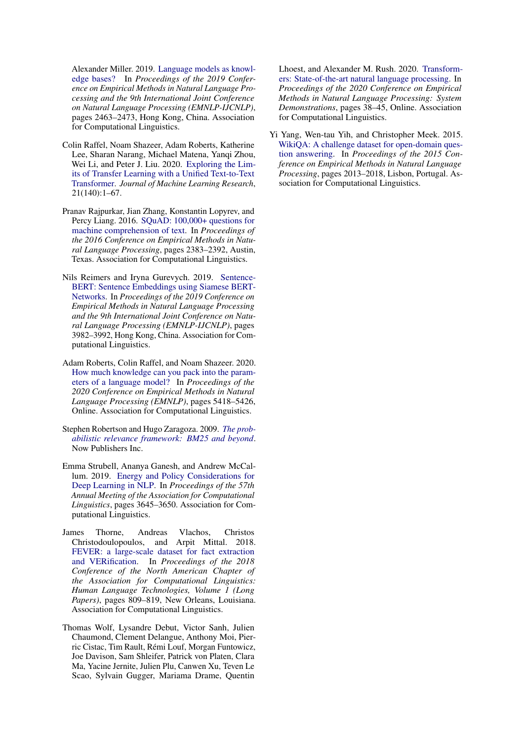Alexander Miller. 2019. Language models as knowledge bases? In *Proceedings of the 2019 Conference on Empirical Methods in Natural Language Processing and the 9th International Joint Conference on Natural Language Processing (EMNLP-IJCNLP)*, pages 2463–2473, Hong Kong, China. Association for Computational Linguistics.

Colin Raffel, Noam Shazeer, Adam Roberts, Katherine Lee, Sharan Narang, Michael Matena, Yanqi Zhou, Wei Li, and Peter J. Liu. 2020. Exploring the Limits of Transfer Learning with a Unified Text-to-Text Transformer. *Journal of Machine Learning Research*, 21(140):1–67.

Pranav Rajpurkar, Jian Zhang, Konstantin Lopyrev, and Percy Liang. 2016. SQuAD: 100,000+ questions for machine comprehension of text. In *Proceedings of the 2016 Conference on Empirical Methods in Natural Language Processing*, pages 2383–2392, Austin, Texas. Association for Computational Linguistics.

Nils Reimers and Iryna Gurevych. 2019. Sentence-BERT: Sentence Embeddings using Siamese BERT-Networks. In *Proceedings of the 2019 Conference on Empirical Methods in Natural Language Processing and the 9th International Joint Conference on Natural Language Processing (EMNLP-IJCNLP)*, pages 3982–3992, Hong Kong, China. Association for Computational Linguistics.

Adam Roberts, Colin Raffel, and Noam Shazeer. 2020. How much knowledge can you pack into the parameters of a language model? In *Proceedings of the 2020 Conference on Empirical Methods in Natural Language Processing (EMNLP)*, pages 5418–5426, Online. Association for Computational Linguistics.

Stephen Robertson and Hugo Zaragoza. 2009. *The probabilistic relevance framework: BM25 and beyond*. Now Publishers Inc.

Emma Strubell, Ananya Ganesh, and Andrew McCallum. 2019. Energy and Policy Considerations for Deep Learning in NLP. In *Proceedings of the 57th Annual Meeting of the Association for Computational Linguistics*, pages 3645–3650. Association for Computational Linguistics.

James Thorne, Andreas Vlachos, Christos Christodoulopoulos, and Arpit Mittal. 2018. FEVER: a large-scale dataset for fact extraction and VERification. In *Proceedings of the 2018 Conference of the North American Chapter of the Association for Computational Linguistics: Human Language Technologies, Volume 1 (Long Papers)*, pages 809–819, New Orleans, Louisiana. Association for Computational Linguistics.

Thomas Wolf, Lysandre Debut, Victor Sanh, Julien Chaumond, Clement Delangue, Anthony Moi, Pierric Cistac, Tim Rault, Rémi Louf, Morgan Funtowicz, Joe Davison, Sam Shleifer, Patrick von Platen, Clara Ma, Yacine Jernite, Julien Plu, Canwen Xu, Teven Le Scao, Sylvain Gugger, Mariama Drame, Quentin Lhoest, and Alexander M. Rush. 2020. Transformers: State-of-the-art natural language processing. In *Proceedings of the 2020 Conference on Empirical Methods in Natural Language Processing: System Demonstrations*, pages 38–45, Online. Association for Computational Linguistics.

Yi Yang, Wen-tau Yih, and Christopher Meek. 2015. WikiQA: A challenge dataset for open-domain question answering. In *Proceedings of the 2015 Conference on Empirical Methods in Natural Language Processing*, pages 2013–2018, Lisbon, Portugal. Association for Computational Linguistics.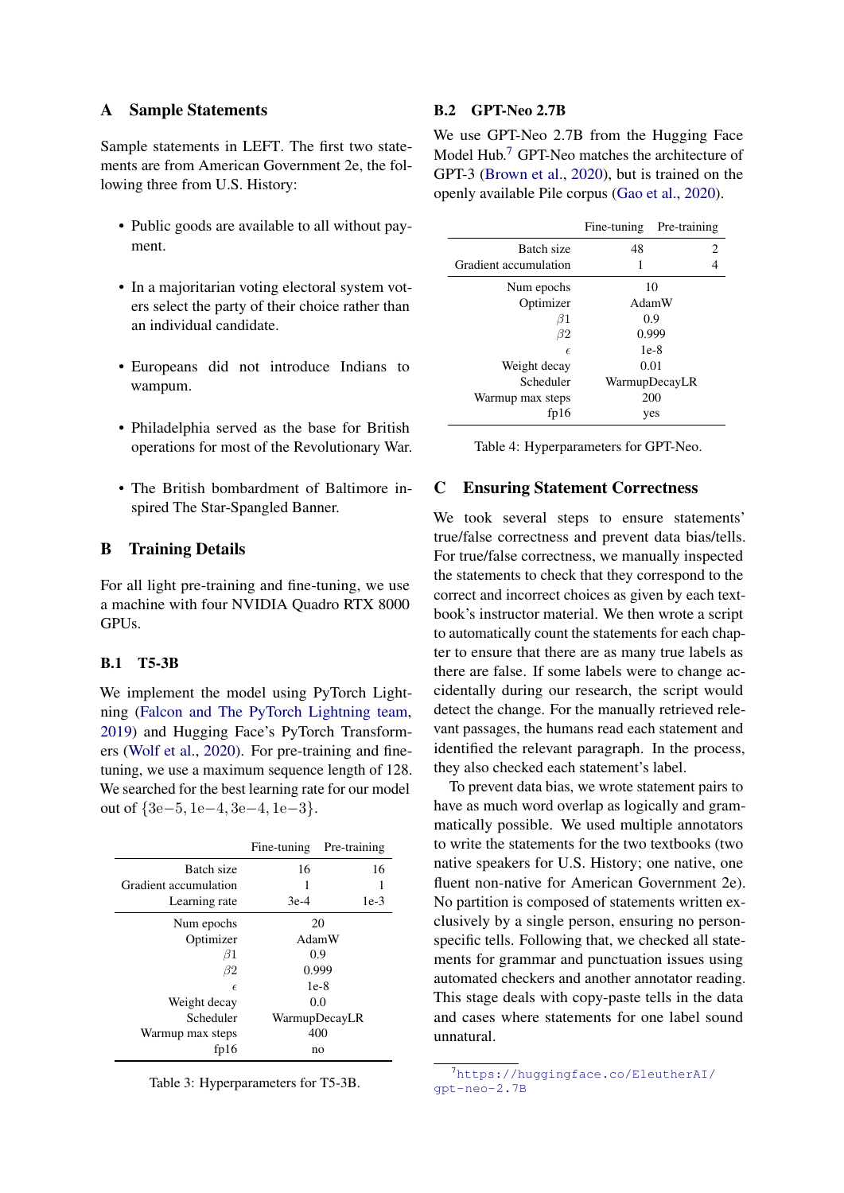## A Sample Statements

Sample statements in LEFT. The first two statements are from American Government 2e, the following three from U.S. History:

- Public goods are available to all without payment.
- In a majoritarian voting electoral system voters select the party of their choice rather than an individual candidate.
- Europeans did not introduce Indians to wampum.
- Philadelphia served as the base for British operations for most of the Revolutionary War.
- The British bombardment of Baltimore inspired The Star-Spangled Banner.

## B Training Details

For all light pre-training and fine-tuning, we use a machine with four NVIDIA Quadro RTX 8000 GPUs.

### B.1 T5-3B

We implement the model using PyTorch Lightning (Falcon and The PyTorch Lightning team, 2019) and Hugging Face's PyTorch Transformers (Wolf et al., 2020). For pre-training and fine-tuning, we use a maximum sequence length of 128. We searched for the best learning rate for our model out of $\{3e{-}5, 1e{-}4, 3e{-}4, 1e{-}3\}$.

| | Fine-tuning | Pre-training |
|---|---|---|
| Batch size | 16 | 16 |
| Gradient accumulation | 1 | 1 |
| Learning rate | 3e-4 | 1e-3 |
| Num epochs | 20 | |
| Optimizer | AdamW | |
| $\beta 1$ | 0.9 | |
| $\beta 2$ | 0.999 | |
| $\epsilon$ | 1e-8 | |
| Weight decay | 0.0 | |
| Scheduler | WarmupDecayLR | |
| Warmup max steps | 400 | |
| fp16 | no | |

Table 3: Hyperparameters for T5-3B.

### B.2 GPT-Neo 2.7B

We use GPT-Neo 2.7B from the Hugging Face Model Hub.[7] GPT-Neo matches the architecture of GPT-3 (Brown et al., 2020), but is trained on the openly available Pile corpus (Gao et al., 2020).

| | Fine-tuning | Pre-training |
|---|---|---|
| Batch size | 48 | 2 |
| Gradient accumulation | 1 | 4 |
| Num epochs | 10 | |
| Optimizer | AdamW | |
| $\beta 1$ | 0.9 | |
| $\beta 2$ | 0.999 | |
| $\epsilon$ | 1e-8 | |
| Weight decay | 0.01 | |
| Scheduler | WarmupDecayLR | |
| Warmup max steps | 200 | |
| fp16 | yes | |

Table 4: Hyperparameters for GPT-Neo.

## C Ensuring Statement Correctness

We took several steps to ensure statements' true/false correctness and prevent data bias/tells. For true/false correctness, we manually inspected the statements to check that they correspond to the correct and incorrect choices as given by each textbook's instructor material. We then wrote a script to automatically count the statements for each chapter to ensure that there are as many true labels as there are false. If some labels were to change accidentally during our research, the script would detect the change. For the manually retrieved relevant passages, the humans read each statement and identified the relevant paragraph. In the process, they also checked each statement's label.

To prevent data bias, we wrote statement pairs to have as much word overlap as logically and grammatically possible. We used multiple annotators to write the statements for the two textbooks (two native speakers for U.S. History; one native, one fluent non-native for American Government 2e). No partition is composed of statements written exclusively by a single person, ensuring no person-specific tells. Following that, we checked all statements for grammar and punctuation issues using automated checkers and another annotator reading. This stage deals with copy-paste tells in the data and cases where statements for one label sound unnatural.

[7] https://huggingface.co/EleutherAI/gpt-neo-2.7B